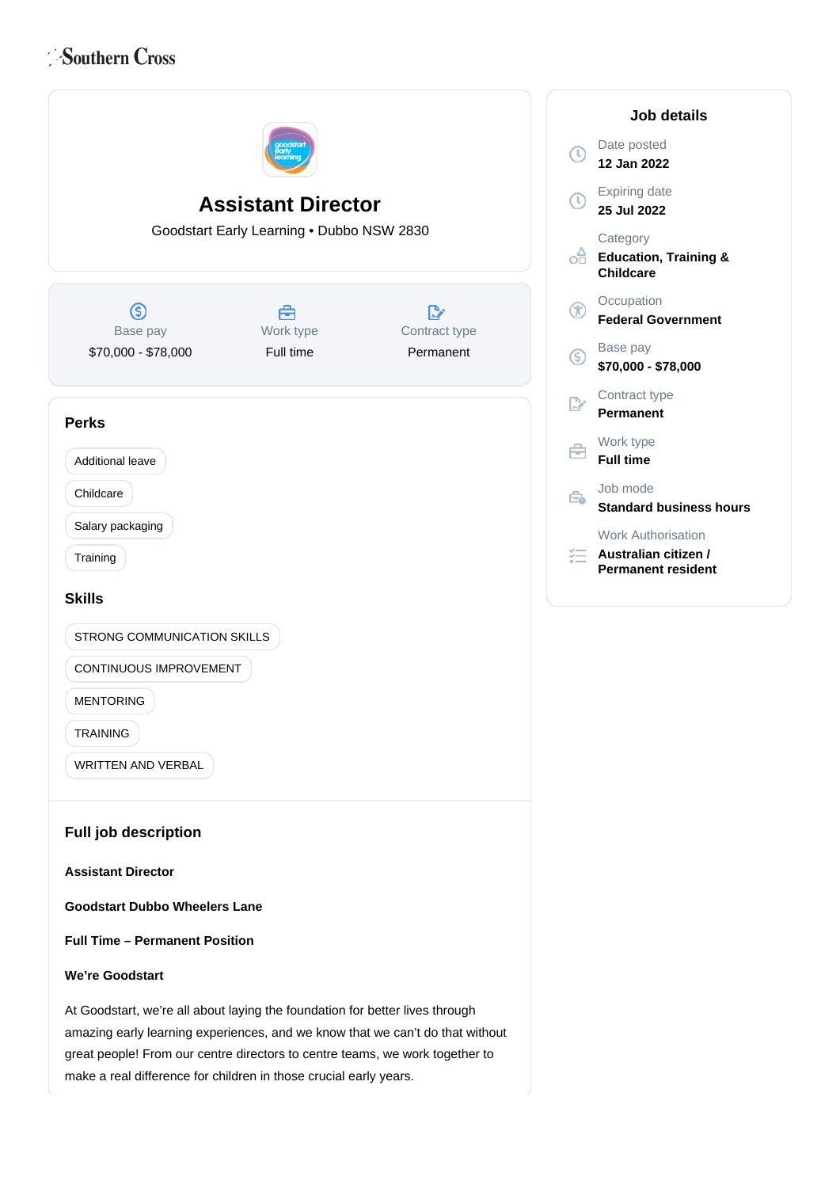Southern Cross

# Assistant Director

Goodstart Early Learning • Dubbo NSW 2830

| Base pay | Work type | Contract type |
|---|---|---|
| $70,000 - $78,000 | Full time | Permanent |

## Perks

- Additional leave
- Childcare
- Salary packaging
- Training

## Skills

- STRONG COMMUNICATION SKILLS
- CONTINUOUS IMPROVEMENT
- MENTORING
- TRAINING
- WRITTEN AND VERBAL

## Full job description

**Assistant Director**

**Goodstart Dubbo Wheelers Lane**

**Full Time – Permanent Position**

**We're Goodstart**

At Goodstart, we're all about laying the foundation for better lives through amazing early learning experiences, and we know that we can't do that without great people! From our centre directors to centre teams, we work together to make a real difference for children in those crucial early years.

## Job details

Date posted
**12 Jan 2022**

Expiring date
**25 Jul 2022**

Category
**Education, Training & Childcare**

Occupation
**Federal Government**

Base pay
**$70,000 - $78,000**

Contract type
**Permanent**

Work type
**Full time**

Job mode
**Standard business hours**

Work Authorisation
**Australian citizen / Permanent resident**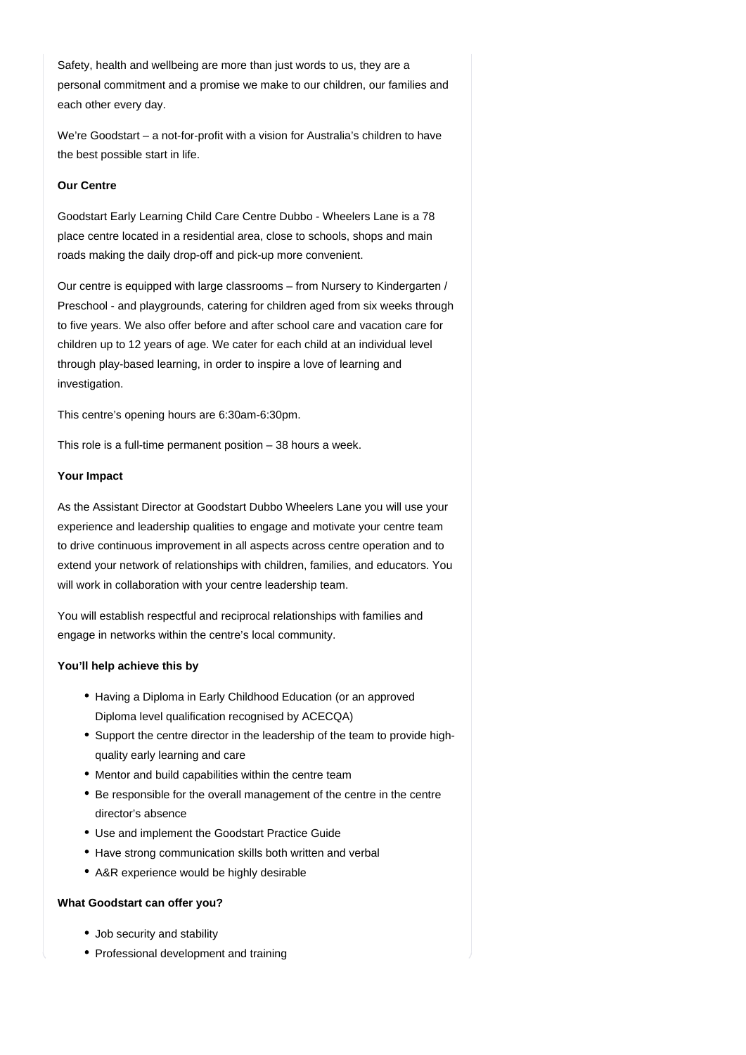Safety, health and wellbeing are more than just words to us, they are a personal commitment and a promise we make to our children, our families and each other every day.

We're Goodstart – a not-for-profit with a vision for Australia's children to have the best possible start in life.

**Our Centre**

Goodstart Early Learning Child Care Centre Dubbo - Wheelers Lane is a 78 place centre located in a residential area, close to schools, shops and main roads making the daily drop-off and pick-up more convenient.

Our centre is equipped with large classrooms – from Nursery to Kindergarten / Preschool - and playgrounds, catering for children aged from six weeks through to five years. We also offer before and after school care and vacation care for children up to 12 years of age. We cater for each child at an individual level through play-based learning, in order to inspire a love of learning and investigation.

This centre's opening hours are 6:30am-6:30pm.

This role is a full-time permanent position – 38 hours a week.

**Your Impact**

As the Assistant Director at Goodstart Dubbo Wheelers Lane you will use your experience and leadership qualities to engage and motivate your centre team to drive continuous improvement in all aspects across centre operation and to extend your network of relationships with children, families, and educators. You will work in collaboration with your centre leadership team.

You will establish respectful and reciprocal relationships with families and engage in networks within the centre's local community.

**You'll help achieve this by**

- Having a Diploma in Early Childhood Education (or an approved Diploma level qualification recognised by ACECQA)
- Support the centre director in the leadership of the team to provide high-quality early learning and care
- Mentor and build capabilities within the centre team
- Be responsible for the overall management of the centre in the centre director's absence
- Use and implement the Goodstart Practice Guide
- Have strong communication skills both written and verbal
- A&R experience would be highly desirable

**What Goodstart can offer you?**

- Job security and stability
- Professional development and training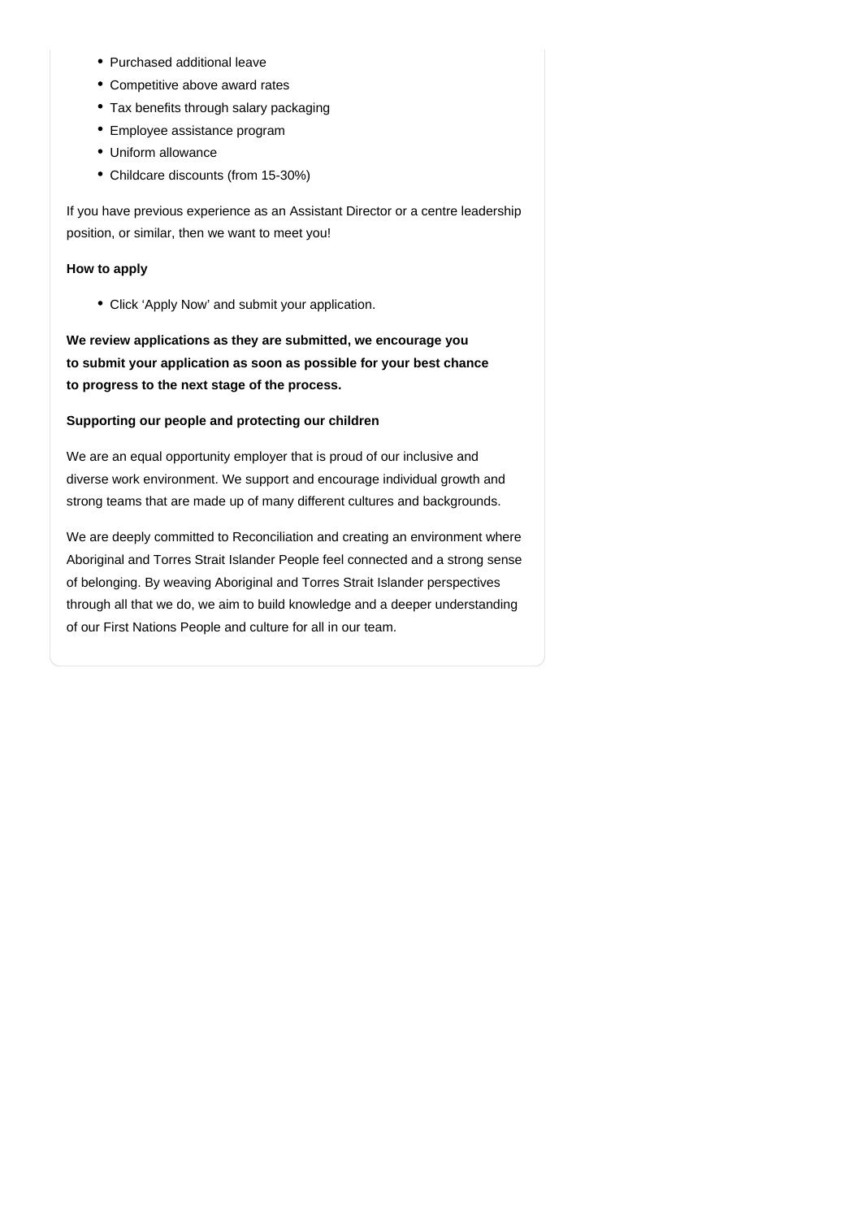- Purchased additional leave
- Competitive above award rates
- Tax benefits through salary packaging
- Employee assistance program
- Uniform allowance
- Childcare discounts (from 15-30%)

If you have previous experience as an Assistant Director or a centre leadership position, or similar, then we want to meet you!

**How to apply**

- Click 'Apply Now' and submit your application.

**We review applications as they are submitted, we encourage you to submit your application as soon as possible for your best chance to progress to the next stage of the process.**

**Supporting our people and protecting our children**

We are an equal opportunity employer that is proud of our inclusive and diverse work environment. We support and encourage individual growth and strong teams that are made up of many different cultures and backgrounds.

We are deeply committed to Reconciliation and creating an environment where Aboriginal and Torres Strait Islander People feel connected and a strong sense of belonging. By weaving Aboriginal and Torres Strait Islander perspectives through all that we do, we aim to build knowledge and a deeper understanding of our First Nations People and culture for all in our team.